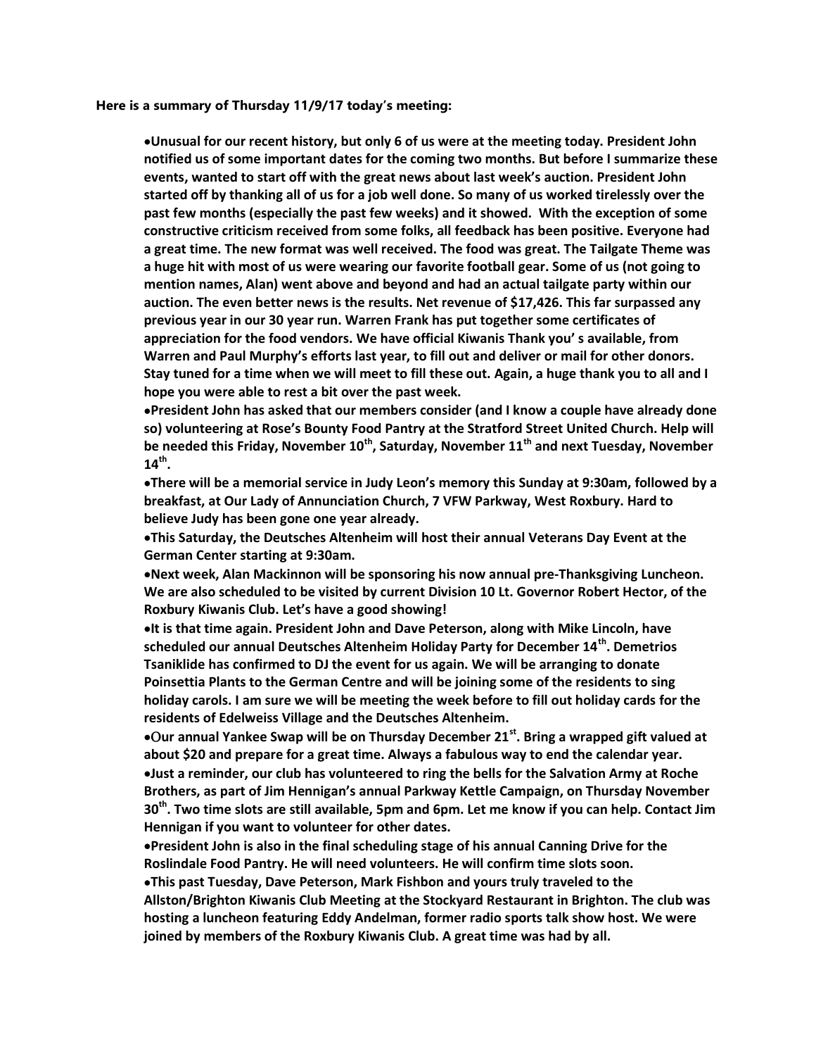**Here is a summary of Thursday 11/9/17 today's meeting:**

- **Unusual for our recent history, but only 6 of us were at the meeting today. President John notified us of some important dates for the coming two months. But before I summarize these events, wanted to start off with the great news about last week's auction. President John started off by thanking all of us for a job well done. So many of us worked tirelessly over the past few months (especially the past few weeks) and it showed. With the exception of some constructive criticism received from some folks, all feedback has been positive. Everyone had a great time. The new format was well received. The food was great. The Tailgate Theme was a huge hit with most of us were wearing our favorite football gear. Some of us (not going to mention names, Alan) went above and beyond and had an actual tailgate party within our auction. The even better news is the results. Net revenue of $17,426. This far surpassed any previous year in our 30 year run. Warren Frank has put together some certificates of appreciation for the food vendors. We have official Kiwanis Thank you' s available, from Warren and Paul Murphy's efforts last year, to fill out and deliver or mail for other donors. Stay tuned for a time when we will meet to fill these out. Again, a huge thank you to all and I hope you were able to rest a bit over the past week.**
- **President John has asked that our members consider (and I know a couple have already done so) volunteering at Rose's Bounty Food Pantry at the Stratford Street United Church. Help will be needed this Friday, November 10th, Saturday, November 11th and next Tuesday, November 14th.**
- **There will be a memorial service in Judy Leon's memory this Sunday at 9:30am, followed by a breakfast, at Our Lady of Annunciation Church, 7 VFW Parkway, West Roxbury. Hard to believe Judy has been gone one year already.**
- **This Saturday, the Deutsches Altenheim will host their annual Veterans Day Event at the German Center starting at 9:30am.**
- **Next week, Alan Mackinnon will be sponsoring his now annual pre-Thanksgiving Luncheon. We are also scheduled to be visited by current Division 10 Lt. Governor Robert Hector, of the Roxbury Kiwanis Club. Let's have a good showing!**
- **It is that time again. President John and Dave Peterson, along with Mike Lincoln, have scheduled our annual Deutsches Altenheim Holiday Party for December 14th. Demetrios Tsaniklide has confirmed to DJ the event for us again. We will be arranging to donate Poinsettia Plants to the German Centre and will be joining some of the residents to sing holiday carols. I am sure we will be meeting the week before to fill out holiday cards for the residents of Edelweiss Village and the Deutsches Altenheim.**
- **Our annual Yankee Swap will be on Thursday December 21st. Bring a wrapped gift valued at about $20 and prepare for a great time. Always a fabulous way to end the calendar year.**
- **Just a reminder, our club has volunteered to ring the bells for the Salvation Army at Roche Brothers, as part of Jim Hennigan's annual Parkway Kettle Campaign, on Thursday November 30th. Two time slots are still available, 5pm and 6pm. Let me know if you can help. Contact Jim Hennigan if you want to volunteer for other dates.**
- **President John is also in the final scheduling stage of his annual Canning Drive for the Roslindale Food Pantry. He will need volunteers. He will confirm time slots soon.**
- **This past Tuesday, Dave Peterson, Mark Fishbon and yours truly traveled to the Allston/Brighton Kiwanis Club Meeting at the Stockyard Restaurant in Brighton. The club was hosting a luncheon featuring Eddy Andelman, former radio sports talk show host. We were joined by members of the Roxbury Kiwanis Club. A great time was had by all.**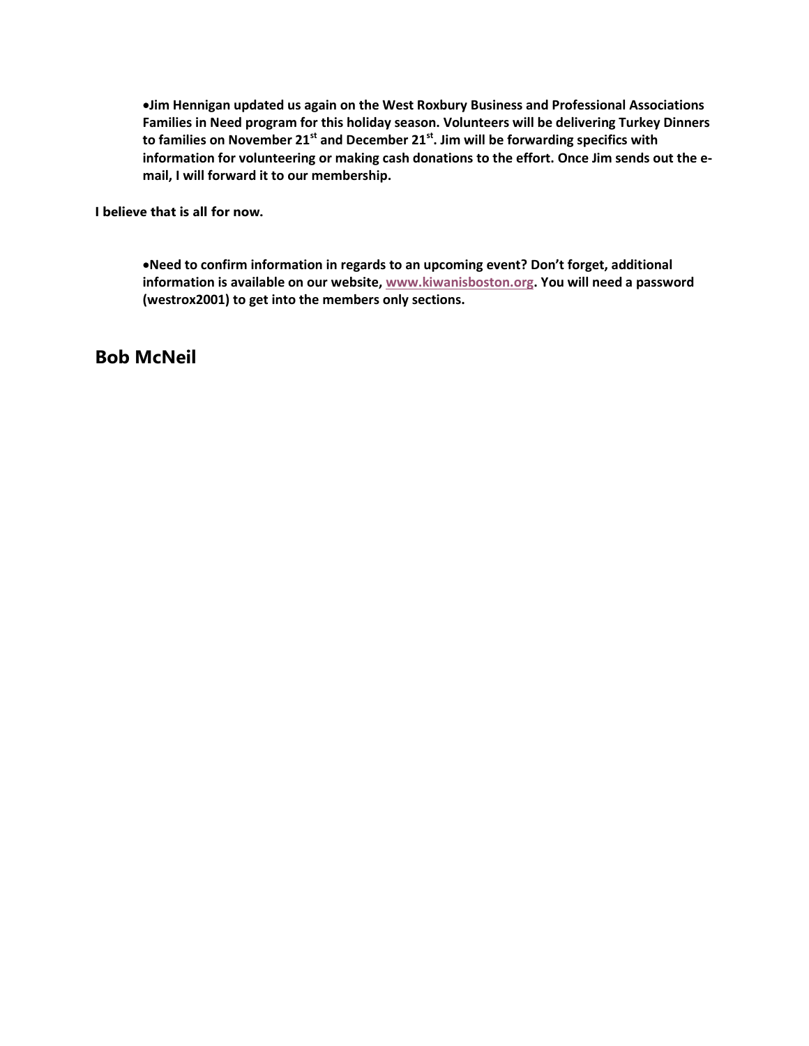- **Jim Hennigan updated us again on the West Roxbury Business and Professional Associations Families in Need program for this holiday season. Volunteers will be delivering Turkey Dinners to families on November 21st and December 21st. Jim will be forwarding specifics with information for volunteering or making cash donations to the effort. Once Jim sends out the e-mail, I will forward it to our membership.**

**I believe that is all for now.**

- **Need to confirm information in regards to an upcoming event? Don't forget, additional information is available on our website, [www.kiwanisboston.org](http://www.kiwanisboston.org). You will need a password (westrox2001) to get into the members only sections.**

## Bob McNeil